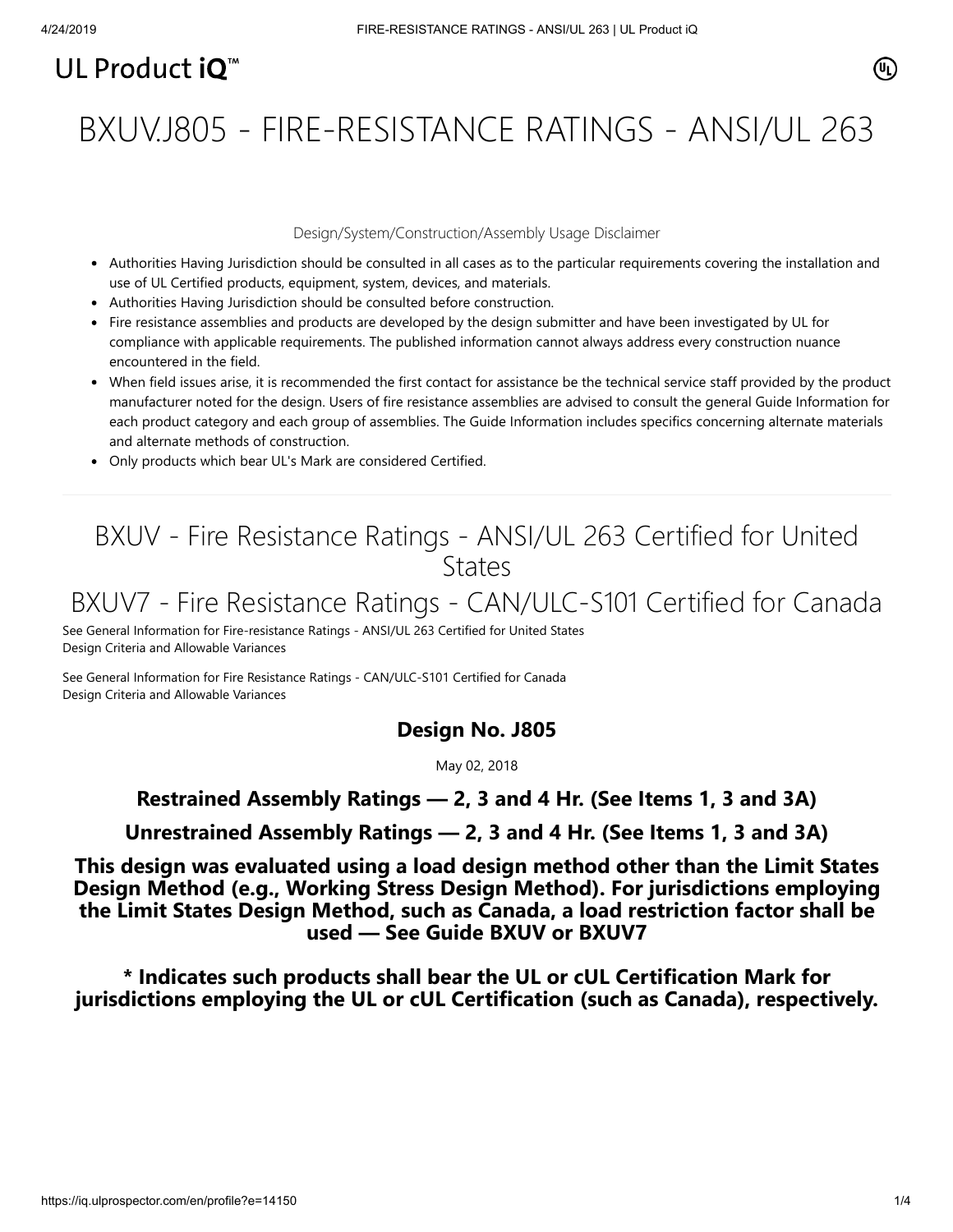UL Product iQ™

# BXUV.J805 - FIRE-RESISTANCE RATINGS - ANSI/UL 263

Design/System/Construction/Assembly Usage Disclaimer

- Authorities Having Jurisdiction should be consulted in all cases as to the particular requirements covering the installation and use of UL Certified products, equipment, system, devices, and materials.
- Authorities Having Jurisdiction should be consulted before construction.
- Fire resistance assemblies and products are developed by the design submitter and have been investigated by UL for compliance with applicable requirements. The published information cannot always address every construction nuance encountered in the field.
- When field issues arise, it is recommended the first contact for assistance be the technical service staff provided by the product manufacturer noted for the design. Users of fire resistance assemblies are advised to consult the general Guide Information for each product category and each group of assemblies. The Guide Information includes specifics concerning alternate materials and alternate methods of construction.
- Only products which bear UL's Mark are considered Certified.

---

## BXUV - Fire Resistance Ratings - ANSI/UL 263 Certified for United States

## BXUV7 - Fire Resistance Ratings - CAN/ULC-S101 Certified for Canada

See General Information for Fire-resistance Ratings - ANSI/UL 263 Certified for United States
Design Criteria and Allowable Variances

See General Information for Fire Resistance Ratings - CAN/ULC-S101 Certified for Canada
Design Criteria and Allowable Variances

### Design No. J805

May 02, 2018

**Restrained Assembly Ratings — 2, 3 and 4 Hr. (See Items 1, 3 and 3A)**

**Unrestrained Assembly Ratings — 2, 3 and 4 Hr. (See Items 1, 3 and 3A)**

**This design was evaluated using a load design method other than the Limit States Design Method (e.g., Working Stress Design Method). For jurisdictions employing the Limit States Design Method, such as Canada, a load restriction factor shall be used — See Guide BXUV or BXUV7**

**\* Indicates such products shall bear the UL or cUL Certification Mark for jurisdictions employing the UL or cUL Certification (such as Canada), respectively.**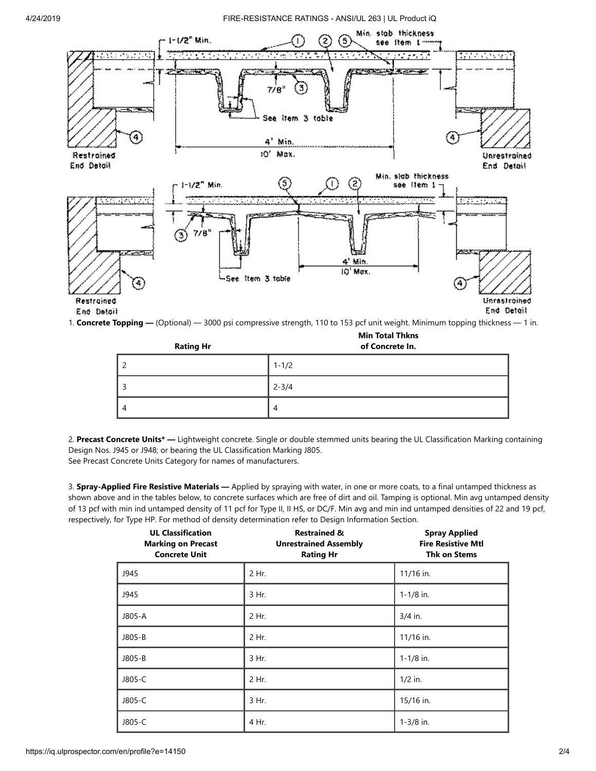1. **Concrete Topping —** (Optional) — 3000 psi compressive strength, 110 to 153 pcf unit weight. Minimum topping thickness — 1 in.

| Rating Hr | Min Total Thkns of Concrete In. |
| --- | --- |
| 2 | 1-1/2 |
| 3 | 2-3/4 |
| 4 | 4 |

2. **Precast Concrete Units* —** Lightweight concrete. Single or double stemmed units bearing the UL Classification Marking containing Design Nos. J945 or J948; or bearing the UL Classification Marking J805.
See Precast Concrete Units Category for names of manufacturers.

3. **Spray-Applied Fire Resistive Materials —** Applied by spraying with water, in one or more coats, to a final untamped thickness as shown above and in the tables below, to concrete surfaces which are free of dirt and oil. Tamping is optional. Min avg untamped density of 13 pcf with min ind untamped density of 11 pcf for Type II, II HS, or DC/F. Min avg and min ind untamped densities of 22 and 19 pcf, respectively, for Type HP. For method of density determination refer to Design Information Section.

| UL Classification Marking on Precast Concrete Unit | Restrained & Unrestrained Assembly Rating Hr | Spray Applied Fire Resistive Mtl Thk on Stems |
| --- | --- | --- |
| J945 | 2 Hr. | 11/16 in. |
| J945 | 3 Hr. | 1-1/8 in. |
| J805-A | 2 Hr. | 3/4 in. |
| J805-B | 2 Hr. | 11/16 in. |
| J805-B | 3 Hr. | 1-1/8 in. |
| J805-C | 2 Hr. | 1/2 in. |
| J805-C | 3 Hr. | 15/16 in. |
| J805-C | 4 Hr. | 1-3/8 in. |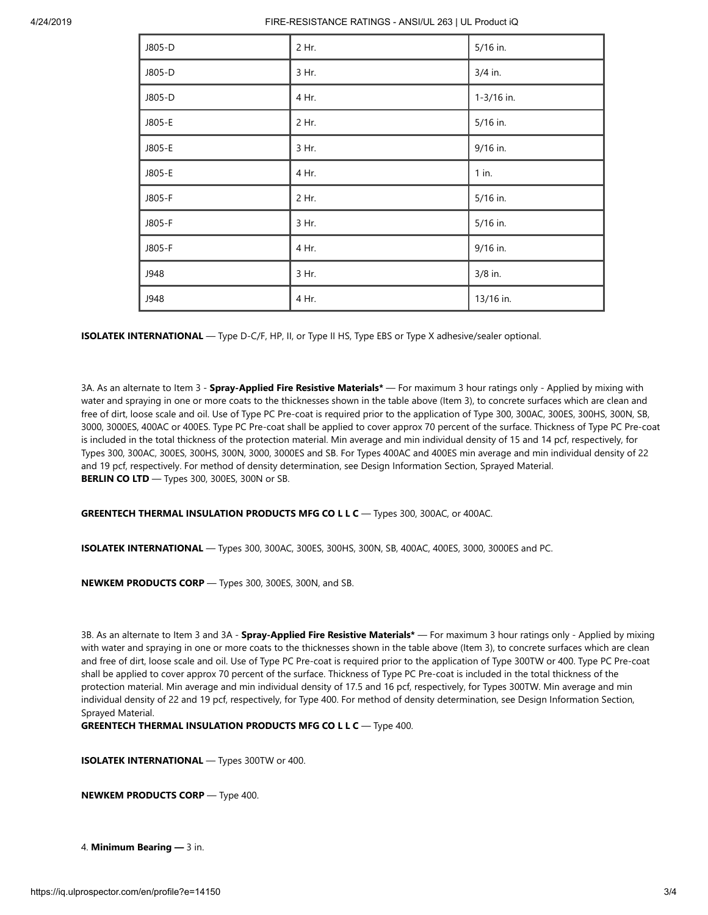| J805-D | 2 Hr. | 5/16 in. |
| --- | --- | --- |
| J805-D | 3 Hr. | 3/4 in. |
| J805-D | 4 Hr. | 1-3/16 in. |
| J805-E | 2 Hr. | 5/16 in. |
| J805-E | 3 Hr. | 9/16 in. |
| J805-E | 4 Hr. | 1 in. |
| J805-F | 2 Hr. | 5/16 in. |
| J805-F | 3 Hr. | 5/16 in. |
| J805-F | 4 Hr. | 9/16 in. |
| J948 | 3 Hr. | 3/8 in. |
| J948 | 4 Hr. | 13/16 in. |

**ISOLATEK INTERNATIONAL** — Type D-C/F, HP, II, or Type II HS, Type EBS or Type X adhesive/sealer optional.

3A. As an alternate to Item 3 - **Spray-Applied Fire Resistive Materials*** — For maximum 3 hour ratings only - Applied by mixing with water and spraying in one or more coats to the thicknesses shown in the table above (Item 3), to concrete surfaces which are clean and free of dirt, loose scale and oil. Use of Type PC Pre-coat is required prior to the application of Type 300, 300AC, 300ES, 300HS, 300N, SB, 3000, 3000ES, 400AC or 400ES. Type PC Pre-coat shall be applied to cover approx 70 percent of the surface. Thickness of Type PC Pre-coat is included in the total thickness of the protection material. Min average and min individual density of 15 and 14 pcf, respectively, for Types 300, 300AC, 300ES, 300HS, 300N, 3000, 3000ES and SB. For Types 400AC and 400ES min average and min individual density of 22 and 19 pcf, respectively. For method of density determination, see Design Information Section, Sprayed Material.
**BERLIN CO LTD** — Types 300, 300ES, 300N or SB.

**GREENTECH THERMAL INSULATION PRODUCTS MFG CO L L C** — Types 300, 300AC, or 400AC.

**ISOLATEK INTERNATIONAL** — Types 300, 300AC, 300ES, 300HS, 300N, SB, 400AC, 400ES, 3000, 3000ES and PC.

**NEWKEM PRODUCTS CORP** — Types 300, 300ES, 300N, and SB.

3B. As an alternate to Item 3 and 3A - **Spray-Applied Fire Resistive Materials*** — For maximum 3 hour ratings only - Applied by mixing with water and spraying in one or more coats to the thicknesses shown in the table above (Item 3), to concrete surfaces which are clean and free of dirt, loose scale and oil. Use of Type PC Pre-coat is required prior to the application of Type 300TW or 400. Type PC Pre-coat shall be applied to cover approx 70 percent of the surface. Thickness of Type PC Pre-coat is included in the total thickness of the protection material. Min average and min individual density of 17.5 and 16 pcf, respectively, for Types 300TW. Min average and min individual density of 22 and 19 pcf, respectively, for Type 400. For method of density determination, see Design Information Section, Sprayed Material.
**GREENTECH THERMAL INSULATION PRODUCTS MFG CO L L C** — Type 400.

**ISOLATEK INTERNATIONAL** — Types 300TW or 400.

**NEWKEM PRODUCTS CORP** — Type 400.

4. **Minimum Bearing —** 3 in.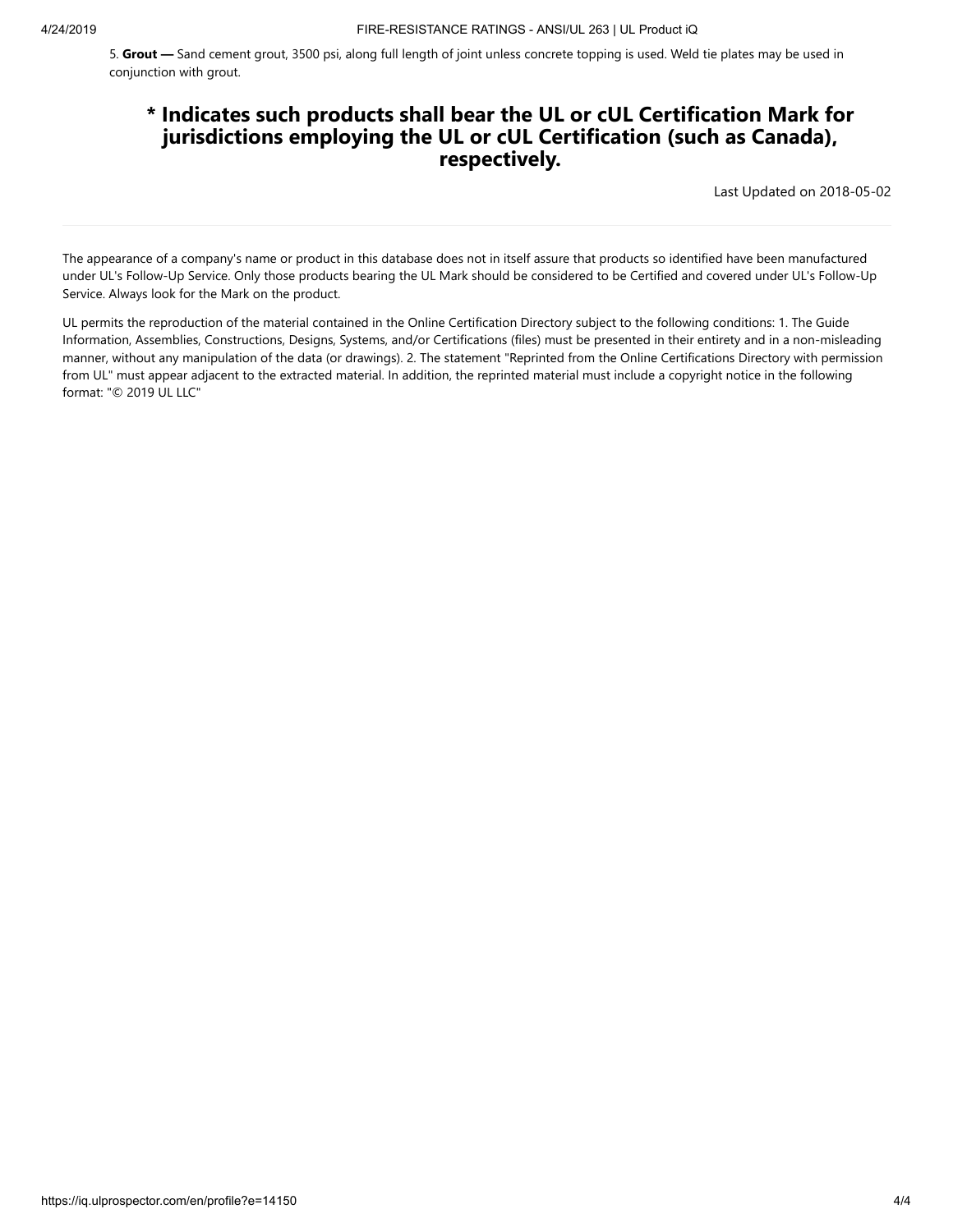5. **Grout —** Sand cement grout, 3500 psi, along full length of joint unless concrete topping is used. Weld tie plates may be used in conjunction with grout.

## * Indicates such products shall bear the UL or cUL Certification Mark for jurisdictions employing the UL or cUL Certification (such as Canada), respectively.

Last Updated on 2018-05-02

---

The appearance of a company's name or product in this database does not in itself assure that products so identified have been manufactured under UL's Follow-Up Service. Only those products bearing the UL Mark should be considered to be Certified and covered under UL's Follow-Up Service. Always look for the Mark on the product.

UL permits the reproduction of the material contained in the Online Certification Directory subject to the following conditions: 1. The Guide Information, Assemblies, Constructions, Designs, Systems, and/or Certifications (files) must be presented in their entirety and in a non-misleading manner, without any manipulation of the data (or drawings). 2. The statement "Reprinted from the Online Certifications Directory with permission from UL" must appear adjacent to the extracted material. In addition, the reprinted material must include a copyright notice in the following format: "© 2019 UL LLC"